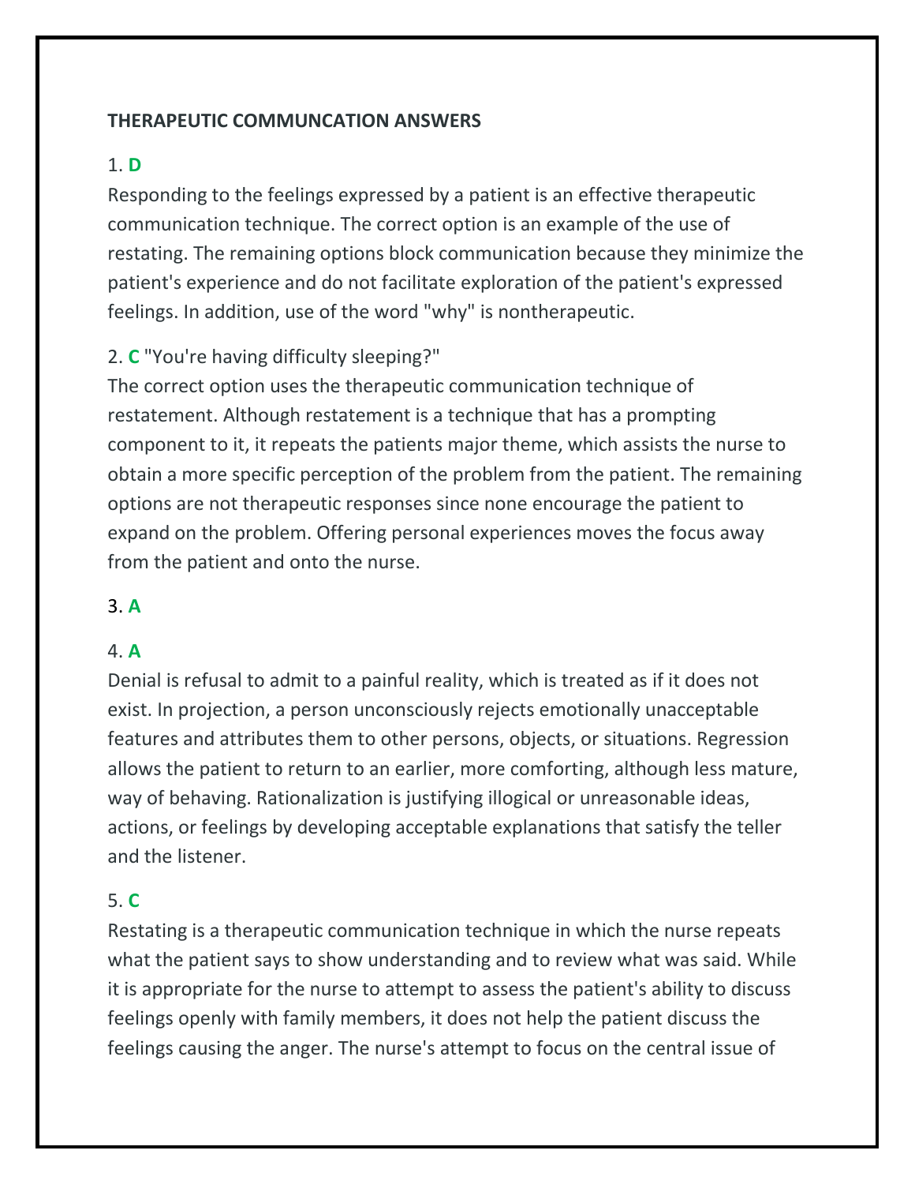**THERAPEUTIC COMMUNCATION ANSWERS**

1. **D**

Responding to the feelings expressed by a patient is an effective therapeutic communication technique. The correct option is an example of the use of restating. The remaining options block communication because they minimize the patient's experience and do not facilitate exploration of the patient's expressed feelings. In addition, use of the word "why" is nontherapeutic.

2. **C** "You're having difficulty sleeping?"

The correct option uses the therapeutic communication technique of restatement. Although restatement is a technique that has a prompting component to it, it repeats the patients major theme, which assists the nurse to obtain a more specific perception of the problem from the patient. The remaining options are not therapeutic responses since none encourage the patient to expand on the problem. Offering personal experiences moves the focus away from the patient and onto the nurse.

3. **A**

4. **A**

Denial is refusal to admit to a painful reality, which is treated as if it does not exist. In projection, a person unconsciously rejects emotionally unacceptable features and attributes them to other persons, objects, or situations. Regression allows the patient to return to an earlier, more comforting, although less mature, way of behaving. Rationalization is justifying illogical or unreasonable ideas, actions, or feelings by developing acceptable explanations that satisfy the teller and the listener.

5. **C**

Restating is a therapeutic communication technique in which the nurse repeats what the patient says to show understanding and to review what was said. While it is appropriate for the nurse to attempt to assess the patient's ability to discuss feelings openly with family members, it does not help the patient discuss the feelings causing the anger. The nurse's attempt to focus on the central issue of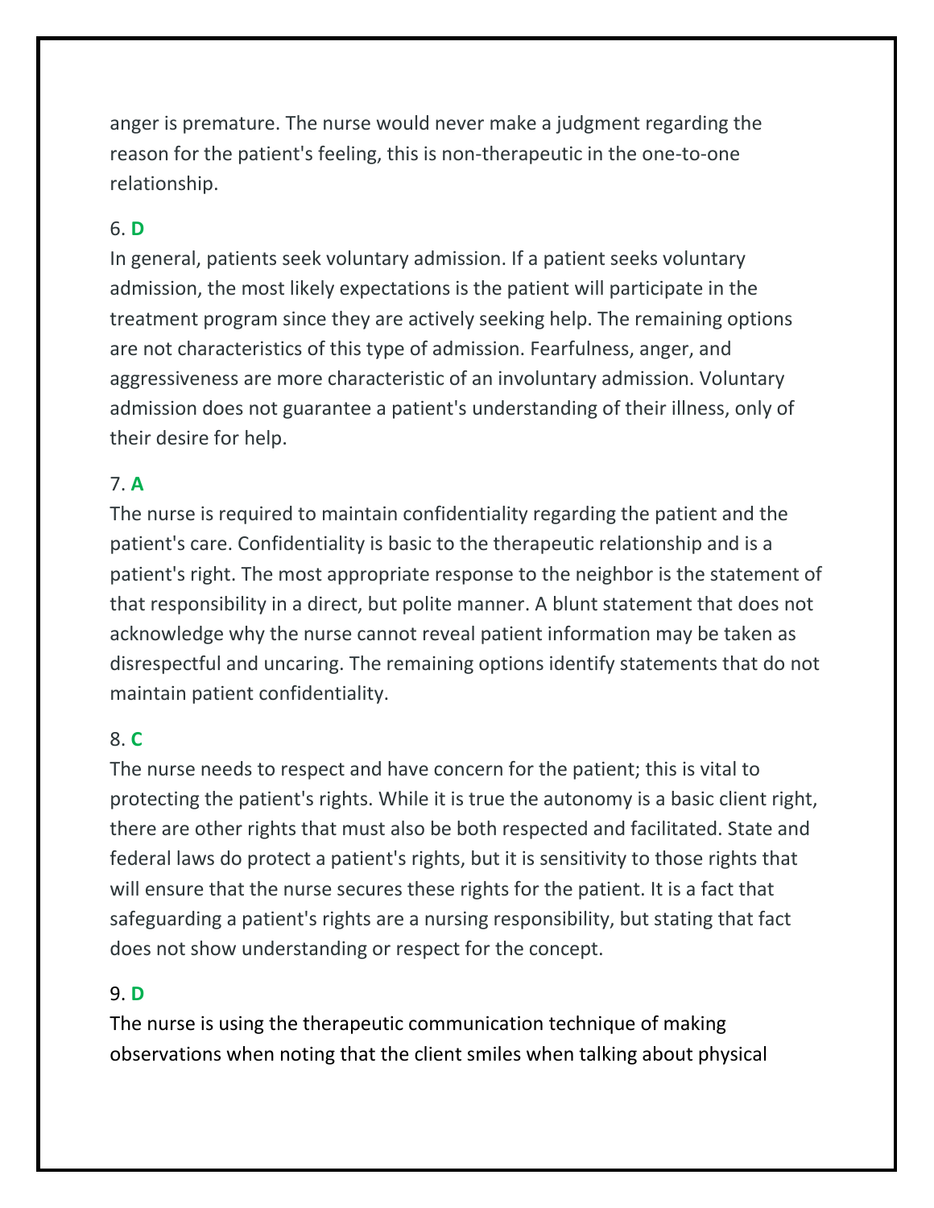anger is premature. The nurse would never make a judgment regarding the reason for the patient's feeling, this is non-therapeutic in the one-to-one relationship.

6. **D**

In general, patients seek voluntary admission. If a patient seeks voluntary admission, the most likely expectations is the patient will participate in the treatment program since they are actively seeking help. The remaining options are not characteristics of this type of admission. Fearfulness, anger, and aggressiveness are more characteristic of an involuntary admission. Voluntary admission does not guarantee a patient's understanding of their illness, only of their desire for help.

7. **A**

The nurse is required to maintain confidentiality regarding the patient and the patient's care. Confidentiality is basic to the therapeutic relationship and is a patient's right. The most appropriate response to the neighbor is the statement of that responsibility in a direct, but polite manner. A blunt statement that does not acknowledge why the nurse cannot reveal patient information may be taken as disrespectful and uncaring. The remaining options identify statements that do not maintain patient confidentiality.

8. **C**

The nurse needs to respect and have concern for the patient; this is vital to protecting the patient's rights. While it is true the autonomy is a basic client right, there are other rights that must also be both respected and facilitated. State and federal laws do protect a patient's rights, but it is sensitivity to those rights that will ensure that the nurse secures these rights for the patient. It is a fact that safeguarding a patient's rights are a nursing responsibility, but stating that fact does not show understanding or respect for the concept.

9. **D**

The nurse is using the therapeutic communication technique of making observations when noting that the client smiles when talking about physical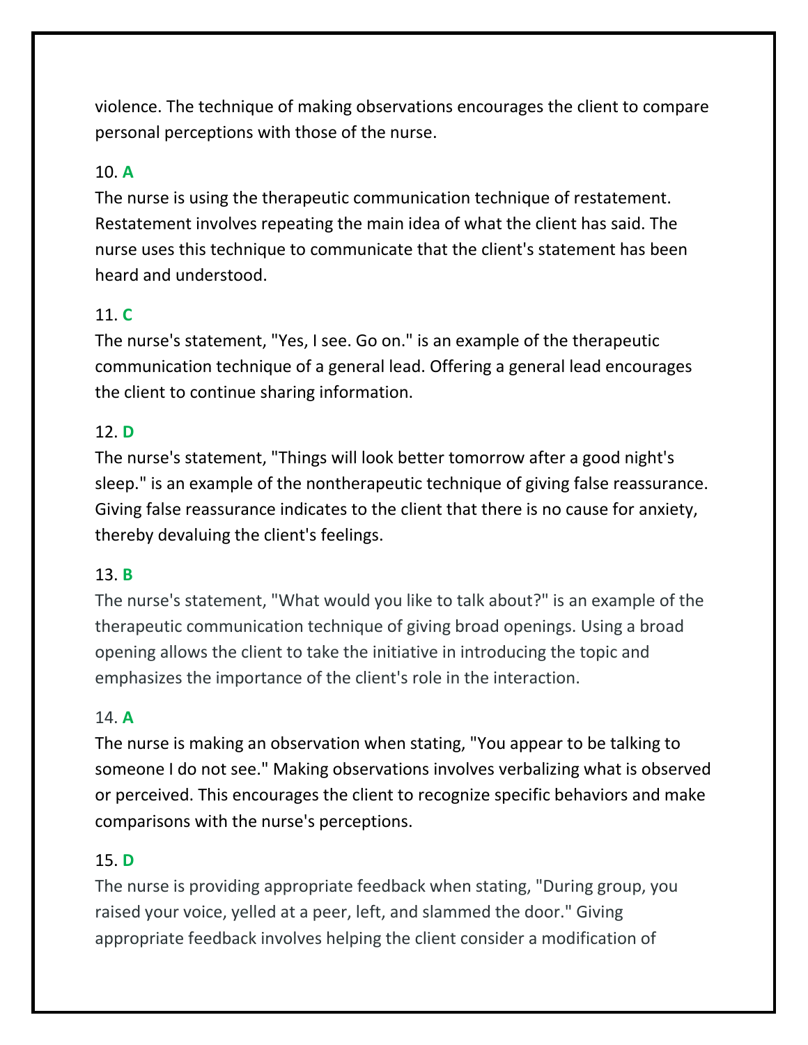violence. The technique of making observations encourages the client to compare personal perceptions with those of the nurse.

10. **A**

The nurse is using the therapeutic communication technique of restatement. Restatement involves repeating the main idea of what the client has said. The nurse uses this technique to communicate that the client's statement has been heard and understood.

11. **C**

The nurse's statement, "Yes, I see. Go on." is an example of the therapeutic communication technique of a general lead. Offering a general lead encourages the client to continue sharing information.

12. **D**

The nurse's statement, "Things will look better tomorrow after a good night's sleep." is an example of the nontherapeutic technique of giving false reassurance. Giving false reassurance indicates to the client that there is no cause for anxiety, thereby devaluing the client's feelings.

13. **B**

The nurse's statement, "What would you like to talk about?" is an example of the therapeutic communication technique of giving broad openings. Using a broad opening allows the client to take the initiative in introducing the topic and emphasizes the importance of the client's role in the interaction.

14. **A**

The nurse is making an observation when stating, "You appear to be talking to someone I do not see." Making observations involves verbalizing what is observed or perceived. This encourages the client to recognize specific behaviors and make comparisons with the nurse's perceptions.

15. **D**

The nurse is providing appropriate feedback when stating, "During group, you raised your voice, yelled at a peer, left, and slammed the door." Giving appropriate feedback involves helping the client consider a modification of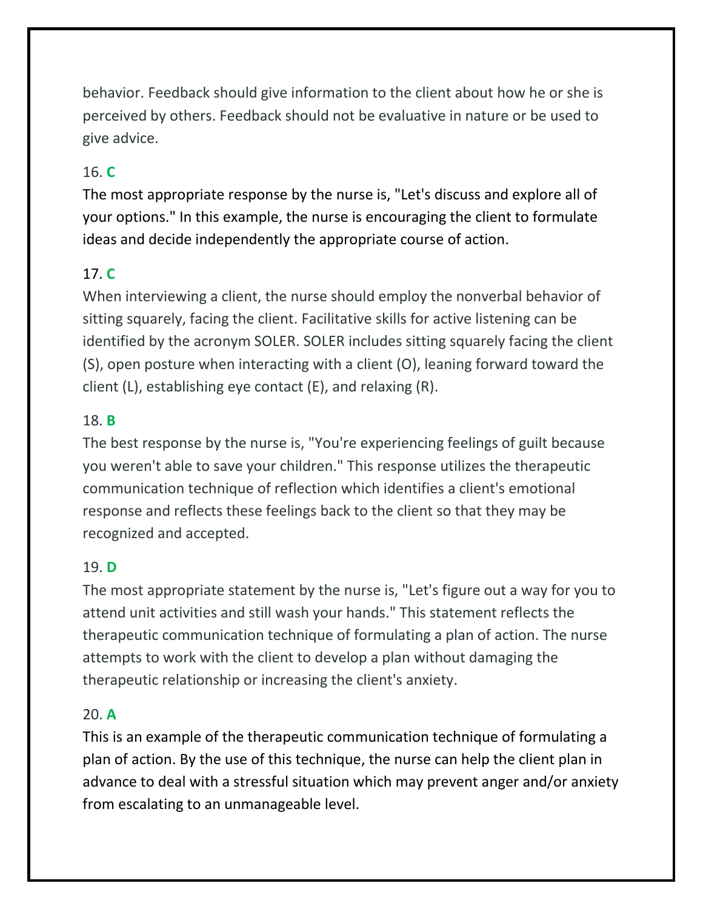behavior. Feedback should give information to the client about how he or she is perceived by others. Feedback should not be evaluative in nature or be used to give advice.

16. **C**

The most appropriate response by the nurse is, "Let's discuss and explore all of your options." In this example, the nurse is encouraging the client to formulate ideas and decide independently the appropriate course of action.

17. **C**

When interviewing a client, the nurse should employ the nonverbal behavior of sitting squarely, facing the client. Facilitative skills for active listening can be identified by the acronym SOLER. SOLER includes sitting squarely facing the client (S), open posture when interacting with a client (O), leaning forward toward the client (L), establishing eye contact (E), and relaxing (R).

18. **B**

The best response by the nurse is, "You're experiencing feelings of guilt because you weren't able to save your children." This response utilizes the therapeutic communication technique of reflection which identifies a client's emotional response and reflects these feelings back to the client so that they may be recognized and accepted.

19. **D**

The most appropriate statement by the nurse is, "Let's figure out a way for you to attend unit activities and still wash your hands." This statement reflects the therapeutic communication technique of formulating a plan of action. The nurse attempts to work with the client to develop a plan without damaging the therapeutic relationship or increasing the client's anxiety.

20. **A**

This is an example of the therapeutic communication technique of formulating a plan of action. By the use of this technique, the nurse can help the client plan in advance to deal with a stressful situation which may prevent anger and/or anxiety from escalating to an unmanageable level.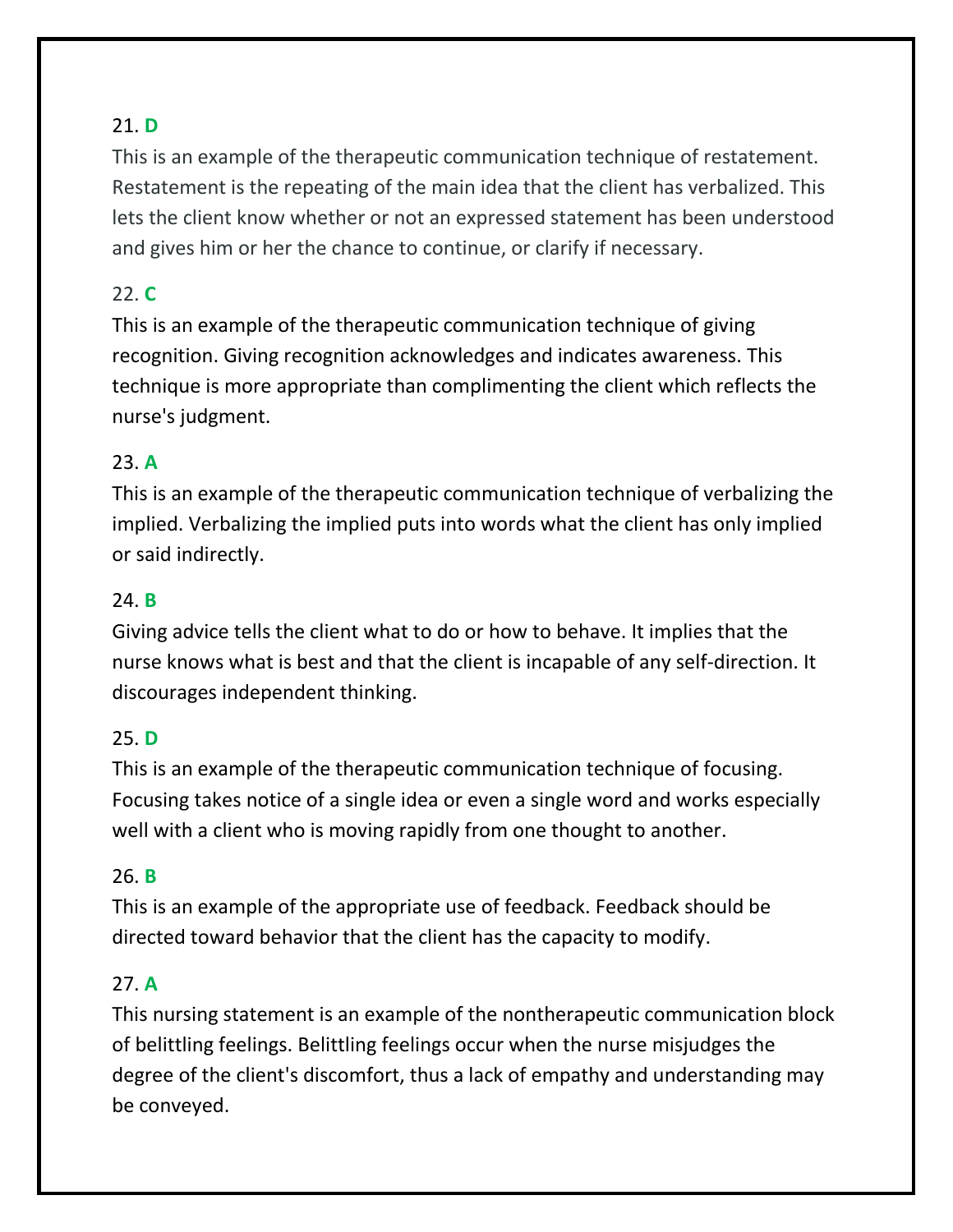21. **D**

This is an example of the therapeutic communication technique of restatement. Restatement is the repeating of the main idea that the client has verbalized. This lets the client know whether or not an expressed statement has been understood and gives him or her the chance to continue, or clarify if necessary.

22. **C**

This is an example of the therapeutic communication technique of giving recognition. Giving recognition acknowledges and indicates awareness. This technique is more appropriate than complimenting the client which reflects the nurse's judgment.

23. **A**

This is an example of the therapeutic communication technique of verbalizing the implied. Verbalizing the implied puts into words what the client has only implied or said indirectly.

24. **B**

Giving advice tells the client what to do or how to behave. It implies that the nurse knows what is best and that the client is incapable of any self-direction. It discourages independent thinking.

25. **D**

This is an example of the therapeutic communication technique of focusing. Focusing takes notice of a single idea or even a single word and works especially well with a client who is moving rapidly from one thought to another.

26. **B**

This is an example of the appropriate use of feedback. Feedback should be directed toward behavior that the client has the capacity to modify.

27. **A**

This nursing statement is an example of the nontherapeutic communication block of belittling feelings. Belittling feelings occur when the nurse misjudges the degree of the client's discomfort, thus a lack of empathy and understanding may be conveyed.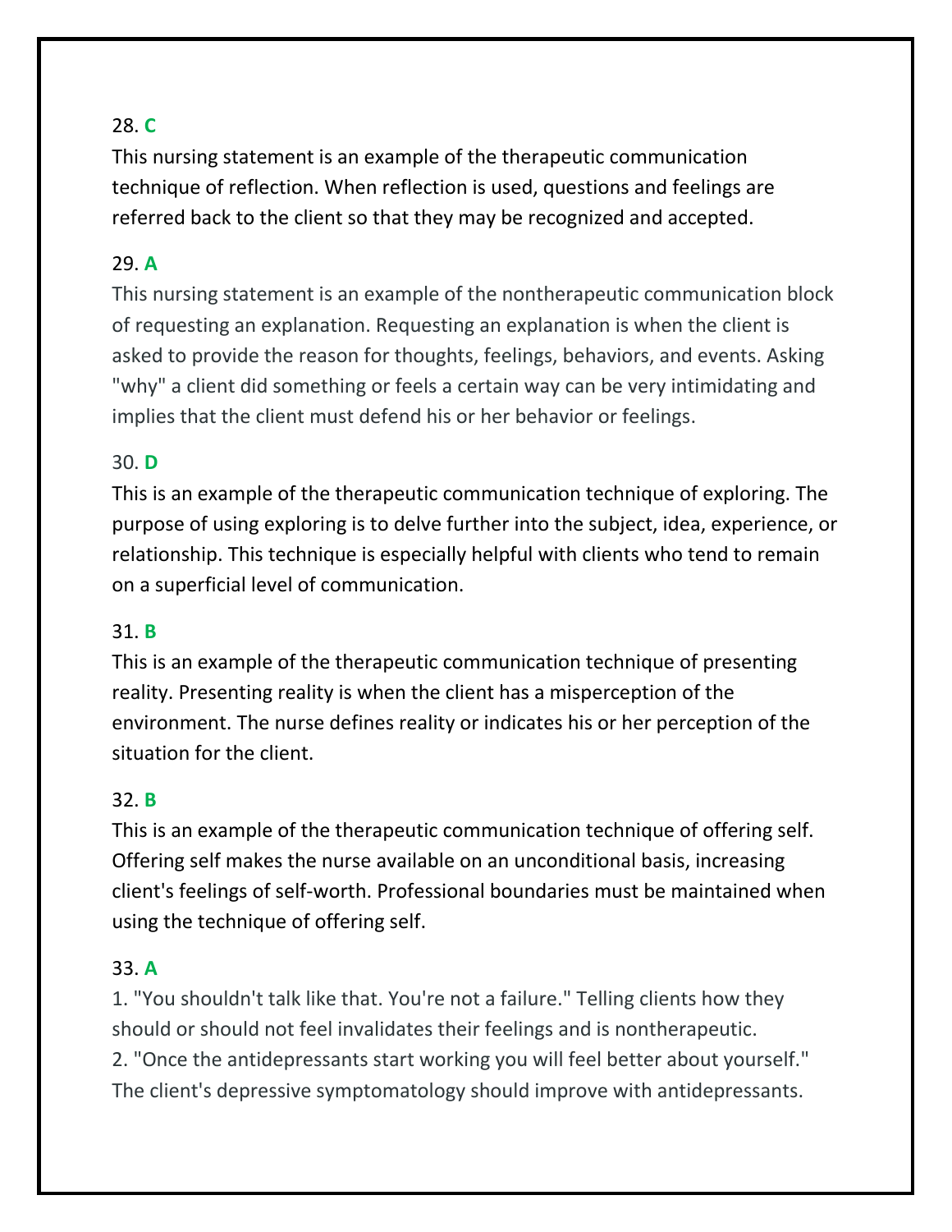28. **C**

This nursing statement is an example of the therapeutic communication technique of reflection. When reflection is used, questions and feelings are referred back to the client so that they may be recognized and accepted.

29. **A**

This nursing statement is an example of the nontherapeutic communication block of requesting an explanation. Requesting an explanation is when the client is asked to provide the reason for thoughts, feelings, behaviors, and events. Asking "why" a client did something or feels a certain way can be very intimidating and implies that the client must defend his or her behavior or feelings.

30. **D**

This is an example of the therapeutic communication technique of exploring. The purpose of using exploring is to delve further into the subject, idea, experience, or relationship. This technique is especially helpful with clients who tend to remain on a superficial level of communication.

31. **B**

This is an example of the therapeutic communication technique of presenting reality. Presenting reality is when the client has a misperception of the environment. The nurse defines reality or indicates his or her perception of the situation for the client.

32. **B**

This is an example of the therapeutic communication technique of offering self. Offering self makes the nurse available on an unconditional basis, increasing client's feelings of self-worth. Professional boundaries must be maintained when using the technique of offering self.

33. **A**

1. "You shouldn't talk like that. You're not a failure." Telling clients how they should or should not feel invalidates their feelings and is nontherapeutic.
2. "Once the antidepressants start working you will feel better about yourself." The client's depressive symptomatology should improve with antidepressants.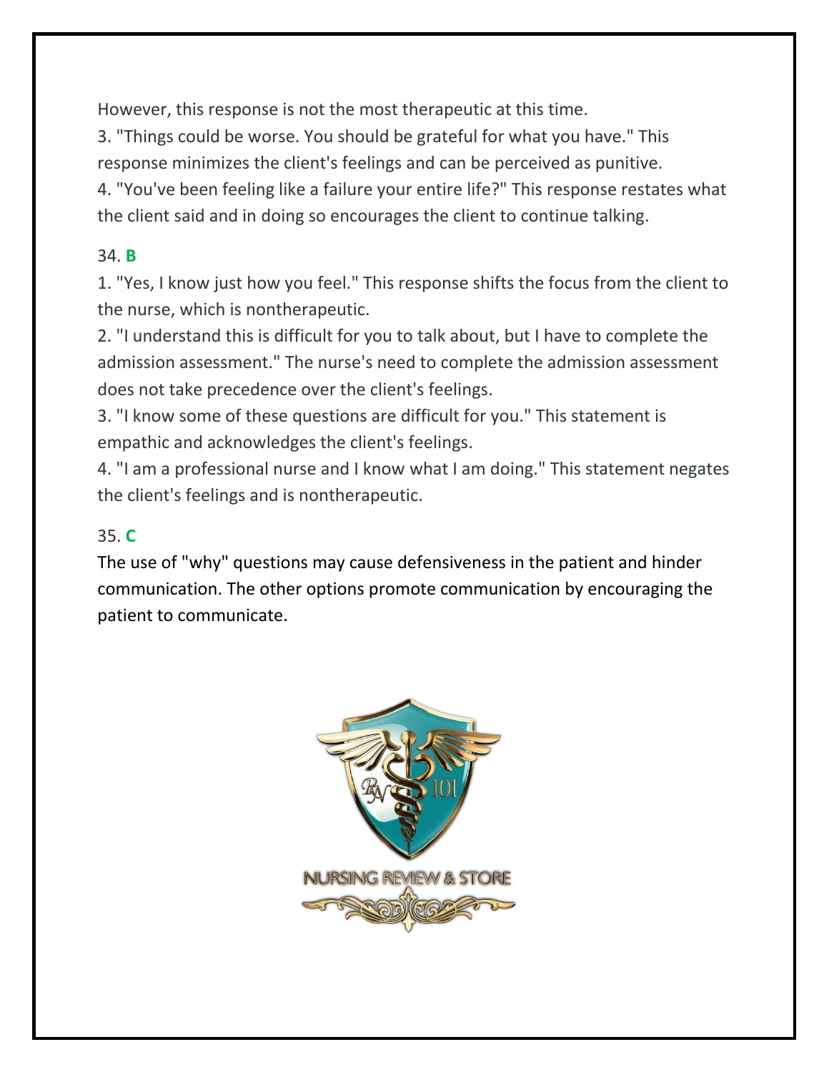However, this response is not the most therapeutic at this time.

3. "Things could be worse. You should be grateful for what you have." This response minimizes the client's feelings and can be perceived as punitive.
4. "You've been feeling like a failure your entire life?" This response restates what the client said and in doing so encourages the client to continue talking.

34. **B**

1. "Yes, I know just how you feel." This response shifts the focus from the client to the nurse, which is nontherapeutic.
2. "I understand this is difficult for you to talk about, but I have to complete the admission assessment." The nurse's need to complete the admission assessment does not take precedence over the client's feelings.
3. "I know some of these questions are difficult for you." This statement is empathic and acknowledges the client's feelings.
4. "I am a professional nurse and I know what I am doing." This statement negates the client's feelings and is nontherapeutic.

35. **C**

The use of "why" questions may cause defensiveness in the patient and hinder communication. The other options promote communication by encouraging the patient to communicate.

NURSING REVIEW & STORE